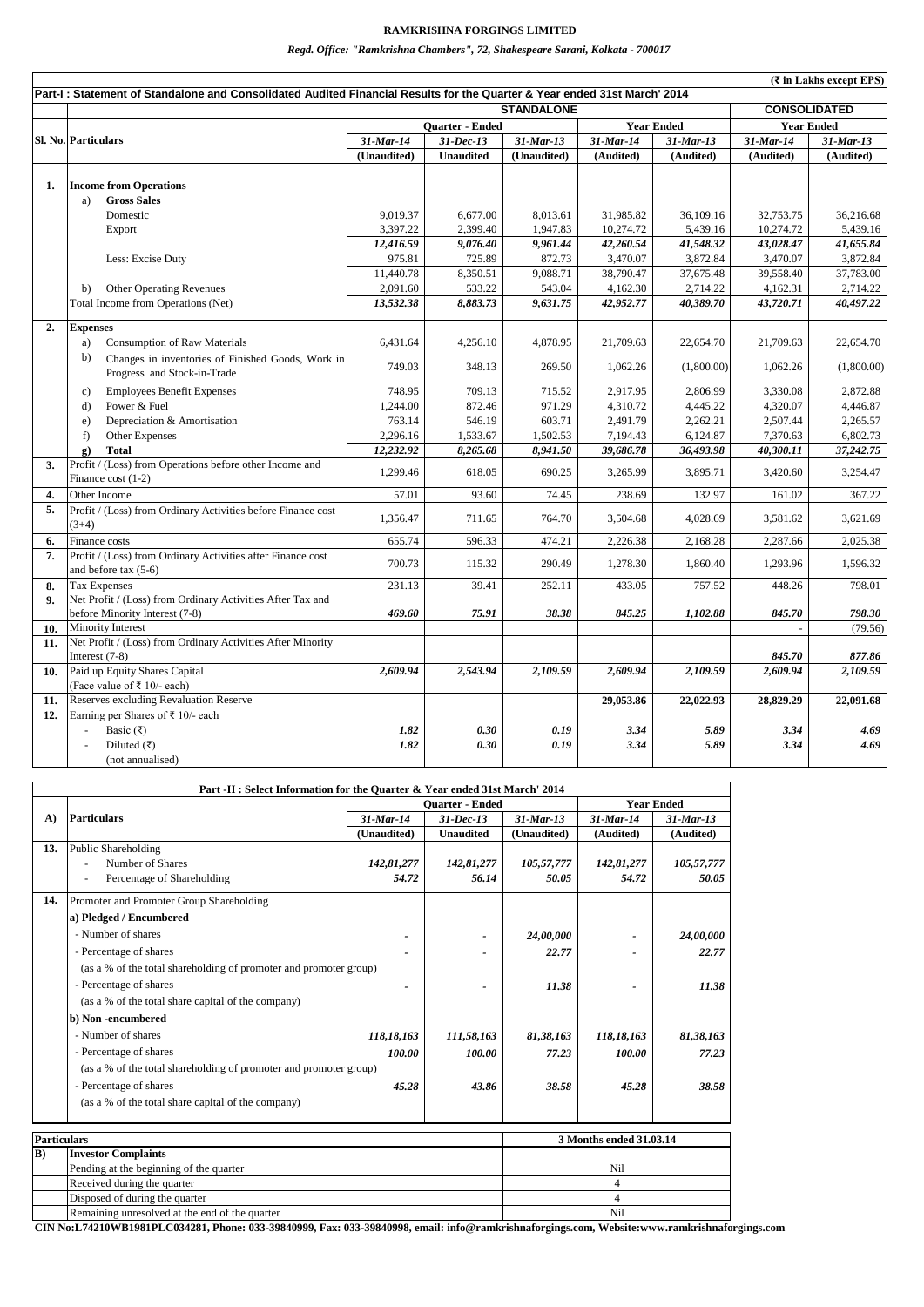# RAMKRISHNA FORGINGS LIMITED

*Regd. Office: "Ramkrishna Chambers", 72, Shakespeare Sarani, Kolkata - 700017*

(₹ in Lakhs except EPS)

**Part-I : Statement of Standalone and Consolidated Audited Financial Results for the Quarter & Year ended 31st March' 2014**

| Sl. No. | Particulars | STANDALONE | | | | | CONSOLIDATED | |
|---|---|---|---|---|---|---|---|---|
| | | Quarter - Ended | | | Year Ended | | Year Ended | |
| | | 31-Mar-14 | 31-Dec-13 | 31-Mar-13 | 31-Mar-14 | 31-Mar-13 | 31-Mar-14 | 31-Mar-13 |
| | | (Unaudited) | Unaudited | (Unaudited) | (Audited) | (Audited) | (Audited) | (Audited) |
| **1.** | **Income from Operations** | | | | | | | |
| | a) **Gross Sales** | | | | | | | |
| | Domestic | 9,019.37 | 6,677.00 | 8,013.61 | 31,985.82 | 36,109.16 | 32,753.75 | 36,216.68 |
| | Export | 3,397.22 | 2,399.40 | 1,947.83 | 10,274.72 | 5,439.16 | 10,274.72 | 5,439.16 |
| | | *12,416.59* | *9,076.40* | *9,961.44* | *42,260.54* | *41,548.32* | *43,028.47* | *41,655.84* |
| | Less: Excise Duty | 975.81 | 725.89 | 872.73 | 3,470.07 | 3,872.84 | 3,470.07 | 3,872.84 |
| | | 11,440.78 | 8,350.51 | 9,088.71 | 38,790.47 | 37,675.48 | 39,558.40 | 37,783.00 |
| | b) Other Operating Revenues | 2,091.60 | 533.22 | 543.04 | 4,162.30 | 2,714.22 | 4,162.31 | 2,714.22 |
| | Total Income from Operations (Net) | *13,532.38* | *8,883.73* | *9,631.75* | *42,952.77* | *40,389.70* | *43,720.71* | *40,497.22* |
| **2.** | **Expenses** | | | | | | | |
| | a) Consumption of Raw Materials | 6,431.64 | 4,256.10 | 4,878.95 | 21,709.63 | 22,654.70 | 21,709.63 | 22,654.70 |
| | b) Changes in inventories of Finished Goods, Work in Progress and Stock-in-Trade | 749.03 | 348.13 | 269.50 | 1,062.26 | (1,800.00) | 1,062.26 | (1,800.00) |
| | c) Employees Benefit Expenses | 748.95 | 709.13 | 715.52 | 2,917.95 | 2,806.99 | 3,330.08 | 2,872.88 |
| | d) Power & Fuel | 1,244.00 | 872.46 | 971.29 | 4,310.72 | 4,445.22 | 4,320.07 | 4,446.87 |
| | e) Depreciation & Amortisation | 763.14 | 546.19 | 603.71 | 2,491.79 | 2,262.21 | 2,507.44 | 2,265.57 |
| | f) Other Expenses | 2,296.16 | 1,533.67 | 1,502.53 | 7,194.43 | 6,124.87 | 7,370.63 | 6,802.73 |
| | g) **Total** | *12,232.92* | *8,265.68* | *8,941.50* | *39,686.78* | *36,493.98* | *40,300.11* | *37,242.75* |
| **3.** | Profit / (Loss) from Operations before other Income and Finance cost (1-2) | 1,299.46 | 618.05 | 690.25 | 3,265.99 | 3,895.71 | 3,420.60 | 3,254.47 |
| **4.** | Other Income | 57.01 | 93.60 | 74.45 | 238.69 | 132.97 | 161.02 | 367.22 |
| **5.** | Profit / (Loss) from Ordinary Activities before Finance cost (3+4) | 1,356.47 | 711.65 | 764.70 | 3,504.68 | 4,028.69 | 3,581.62 | 3,621.69 |
| **6.** | Finance costs | 655.74 | 596.33 | 474.21 | 2,226.38 | 2,168.28 | 2,287.66 | 2,025.38 |
| **7.** | Profit / (Loss) from Ordinary Activities after Finance cost and before tax (5-6) | 700.73 | 115.32 | 290.49 | 1,278.30 | 1,860.40 | 1,293.96 | 1,596.32 |
| **8.** | Tax Expenses | 231.13 | 39.41 | 252.11 | 433.05 | 757.52 | 448.26 | 798.01 |
| **9.** | Net Profit / (Loss) from Ordinary Activities After Tax and before Minority Interest (7-8) | *469.60* | *75.91* | *38.38* | *845.25* | *1,102.88* | *845.70* | *798.30* |
| **10.** | Minority Interest | | | | | | - | (79.56) |
| **11.** | Net Profit / (Loss) from Ordinary Activities After Minority Interest (7-8) | | | | | | *845.70* | *877.86* |
| **10.** | Paid up Equity Shares Capital (Face value of ₹ 10/- each) | *2,609.94* | *2,543.94* | *2,109.59* | *2,609.94* | *2,109.59* | *2,609.94* | *2,109.59* |
| **11.** | Reserves excluding Revaluation Reserve | | | | 29,053.86 | 22,022.93 | 28,829.29 | 22,091.68 |
| **12.** | Earning per Shares of ₹ 10/- each | | | | | | | |
| | - Basic (₹) | *1.82* | *0.30* | *0.19* | *3.34* | *5.89* | *3.34* | *4.69* |
| | - Diluted (₹) | *1.82* | *0.30* | *0.19* | *3.34* | *5.89* | *3.34* | *4.69* |
| | (not annualised) | | | | | | | |

**Part -II : Select Information for the Quarter & Year ended 31st March' 2014**

| A) | Particulars | Quarter - Ended | | | Year Ended | |
|---|---|---|---|---|---|---|
| | | 31-Mar-14 | 31-Dec-13 | 31-Mar-13 | 31-Mar-14 | 31-Mar-13 |
| | | (Unaudited) | Unaudited | (Unaudited) | (Audited) | (Audited) |
| **13.** | Public Shareholding | | | | | |
| | - Number of Shares | *142,81,277* | *142,81,277* | *105,57,777* | *142,81,277* | *105,57,777* |
| | - Percentage of Shareholding | *54.72* | *56.14* | *50.05* | *54.72* | *50.05* |
| **14.** | Promoter and Promoter Group Shareholding | | | | | |
| | **a) Pledged / Encumbered** | | | | | |
| | - Number of shares | - | - | *24,00,000* | - | *24,00,000* |
| | - Percentage of shares (as a % of the total shareholding of promoter and promoter group) | - | - | *22.77* | - | *22.77* |
| | - Percentage of shares (as a % of the total share capital of the company) | - | - | *11.38* | - | *11.38* |
| | **b) Non -encumbered** | | | | | |
| | - Number of shares | *118,18,163* | *111,58,163* | *81,38,163* | *118,18,163* | *81,38,163* |
| | - Percentage of shares (as a % of the total shareholding of promoter and promoter group) | *100.00* | *100.00* | *77.23* | *100.00* | *77.23* |
| | - Percentage of shares (as a % of the total share capital of the company) | *45.28* | *43.86* | *38.58* | *45.28* | *38.58* |

| Particulars | | 3 Months ended 31.03.14 |
|---|---|---|
| **B)** | **Investor Complaints** | |
| | Pending at the beginning of the quarter | Nil |
| | Received during the quarter | 4 |
| | Disposed of during the quarter | 4 |
| | Remaining unresolved at the end of the quarter | Nil |

**CIN No:L74210WB1981PLC034281, Phone: 033-39840999, Fax: 033-39840998, email: info@ramkrishnaforgings.com, Website:www.ramkrishnaforgings.com**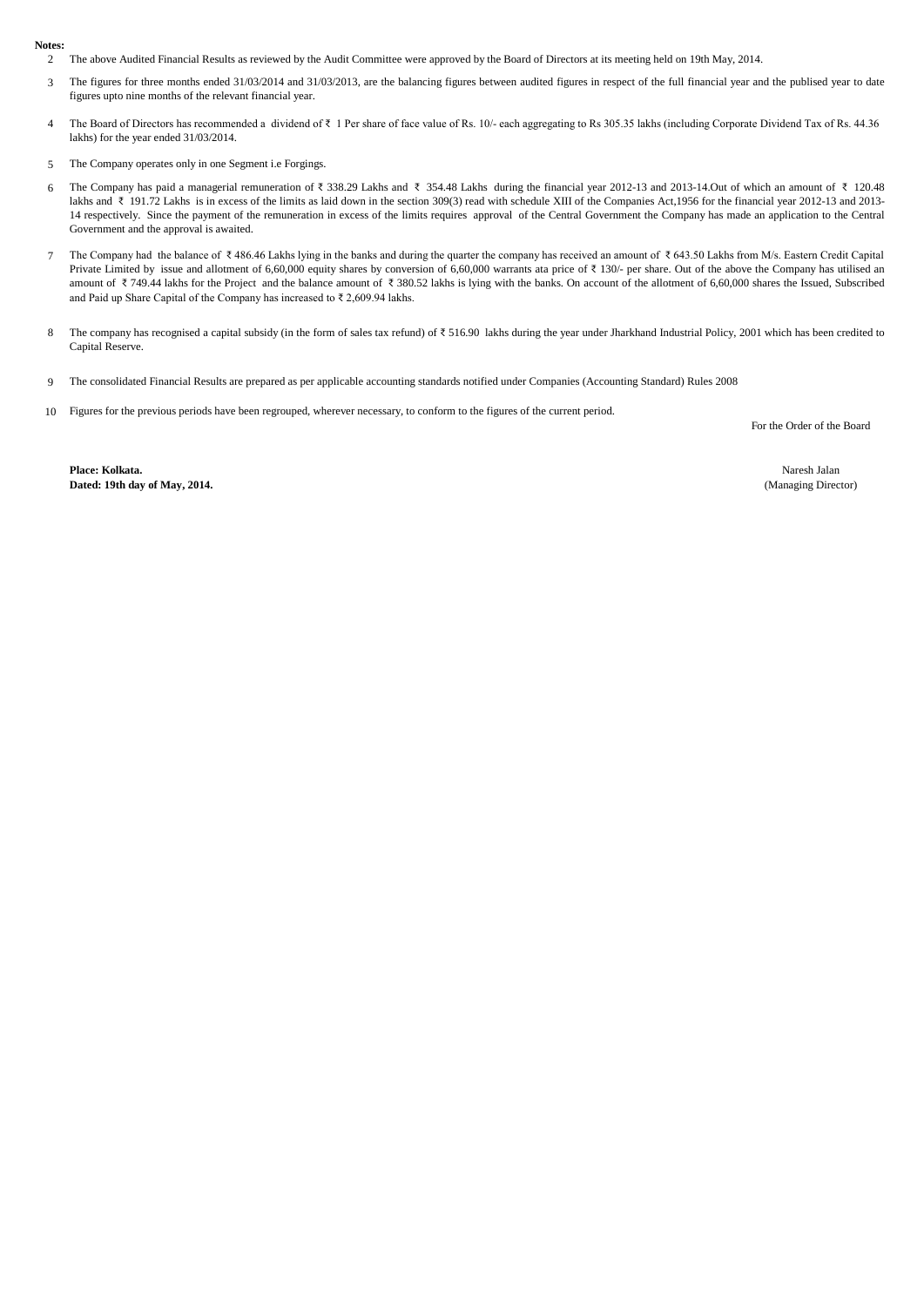**Notes:**

2. The above Audited Financial Results as reviewed by the Audit Committee were approved by the Board of Directors at its meeting held on 19th May, 2014.

3. The figures for three months ended 31/03/2014 and 31/03/2013, are the balancing figures between audited figures in respect of the full financial year and the publised year to date figures upto nine months of the relevant financial year.

4. The Board of Directors has recommended a dividend of ₹ 1 Per share of face value of Rs. 10/- each aggregating to Rs 305.35 lakhs (including Corporate Dividend Tax of Rs. 44.36 lakhs) for the year ended 31/03/2014.

5. The Company operates only in one Segment i.e Forgings.

6. The Company has paid a managerial remuneration of ₹ 338.29 Lakhs and ₹ 354.48 Lakhs during the financial year 2012-13 and 2013-14.Out of which an amount of ₹ 120.48 lakhs and ₹ 191.72 Lakhs is in excess of the limits as laid down in the section 309(3) read with schedule XIII of the Companies Act,1956 for the financial year 2012-13 and 2013-14 respectively. Since the payment of the remuneration in excess of the limits requires approval of the Central Government the Company has made an application to the Central Government and the approval is awaited.

7. The Company had the balance of ₹ 486.46 Lakhs lying in the banks and during the quarter the company has received an amount of ₹ 643.50 Lakhs from M/s. Eastern Credit Capital Private Limited by issue and allotment of 6,60,000 equity shares by conversion of 6,60,000 warrants ata price of ₹ 130/- per share. Out of the above the Company has utilised an amount of ₹ 749.44 lakhs for the Project and the balance amount of ₹ 380.52 lakhs is lying with the banks. On account of the allotment of 6,60,000 shares the Issued, Subscribed and Paid up Share Capital of the Company has increased to ₹ 2,609.94 lakhs.

8. The company has recognised a capital subsidy (in the form of sales tax refund) of ₹ 516.90 lakhs during the year under Jharkhand Industrial Policy, 2001 which has been credited to Capital Reserve.

9. The consolidated Financial Results are prepared as per applicable accounting standards notified under Companies (Accounting Standard) Rules 2008

10. Figures for the previous periods have been regrouped, wherever necessary, to conform to the figures of the current period.

For the Order of the Board

**Place: Kolkata.**
**Dated: 19th day of May, 2014.**

Naresh Jalan
(Managing Director)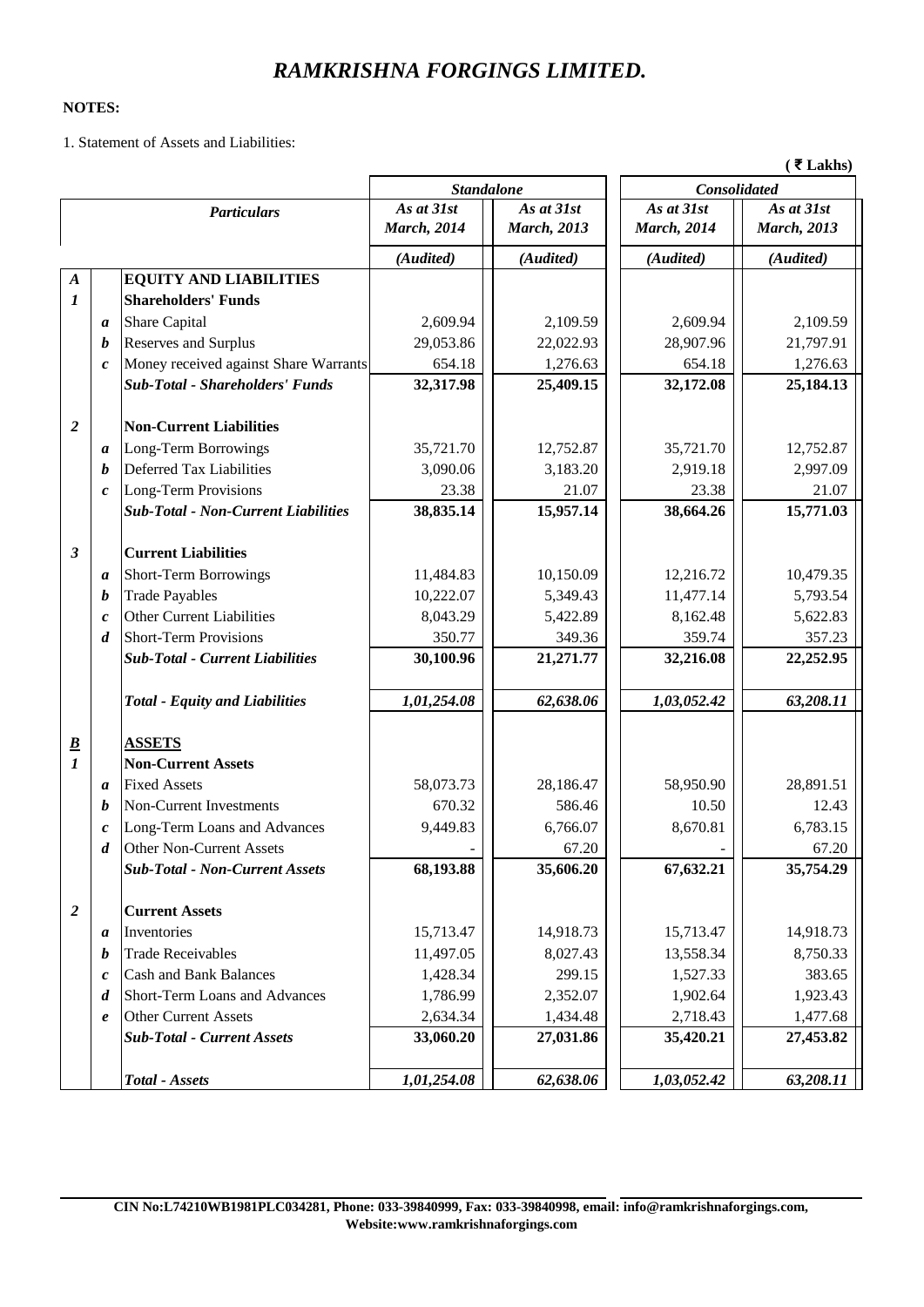# RAMKRISHNA FORGINGS LIMITED.

**NOTES:**

1. Statement of Assets and Liabilities:

( ₹ Lakhs)

| | | *Particulars* | *Standalone* | | *Consolidated* | |
|---|---|---|---|---|---|---|
| | | | *As at 31st March, 2014* | *As at 31st March, 2013* | *As at 31st March, 2014* | *As at 31st March, 2013* |
| | | | *(Audited)* | *(Audited)* | *(Audited)* | *(Audited)* |
| ***A*** | | **EQUITY AND LIABILITIES** | | | | |
| ***1*** | | **Shareholders' Funds** | | | | |
| | ***a*** | Share Capital | 2,609.94 | 2,109.59 | 2,609.94 | 2,109.59 |
| | ***b*** | Reserves and Surplus | 29,053.86 | 22,022.93 | 28,907.96 | 21,797.91 |
| | ***c*** | Money received against Share Warrants | 654.18 | 1,276.63 | 654.18 | 1,276.63 |
| | | ***Sub-Total - Shareholders' Funds*** | **32,317.98** | **25,409.15** | **32,172.08** | **25,184.13** |
| ***2*** | | **Non-Current Liabilities** | | | | |
| | ***a*** | Long-Term Borrowings | 35,721.70 | 12,752.87 | 35,721.70 | 12,752.87 |
| | ***b*** | Deferred Tax Liabilities | 3,090.06 | 3,183.20 | 2,919.18 | 2,997.09 |
| | ***c*** | Long-Term Provisions | 23.38 | 21.07 | 23.38 | 21.07 |
| | | ***Sub-Total - Non-Current Liabilities*** | **38,835.14** | **15,957.14** | **38,664.26** | **15,771.03** |
| ***3*** | | **Current Liabilities** | | | | |
| | ***a*** | Short-Term Borrowings | 11,484.83 | 10,150.09 | 12,216.72 | 10,479.35 |
| | ***b*** | Trade Payables | 10,222.07 | 5,349.43 | 11,477.14 | 5,793.54 |
| | ***c*** | Other Current Liabilities | 8,043.29 | 5,422.89 | 8,162.48 | 5,622.83 |
| | ***d*** | Short-Term Provisions | 350.77 | 349.36 | 359.74 | 357.23 |
| | | ***Sub-Total - Current Liabilities*** | **30,100.96** | **21,271.77** | **32,216.08** | **22,252.95** |
| | | ***Total - Equity and Liabilities*** | ***1,01,254.08*** | ***62,638.06*** | ***1,03,052.42*** | ***63,208.11*** |
| ***B*** | | **ASSETS** | | | | |
| ***1*** | | **Non-Current Assets** | | | | |
| | ***a*** | Fixed Assets | 58,073.73 | 28,186.47 | 58,950.90 | 28,891.51 |
| | ***b*** | Non-Current Investments | 670.32 | 586.46 | 10.50 | 12.43 |
| | ***c*** | Long-Term Loans and Advances | 9,449.83 | 6,766.07 | 8,670.81 | 6,783.15 |
| | ***d*** | Other Non-Current Assets | - | 67.20 | - | 67.20 |
| | | ***Sub-Total - Non-Current Assets*** | **68,193.88** | **35,606.20** | **67,632.21** | **35,754.29** |
| ***2*** | | **Current Assets** | | | | |
| | ***a*** | Inventories | 15,713.47 | 14,918.73 | 15,713.47 | 14,918.73 |
| | ***b*** | Trade Receivables | 11,497.05 | 8,027.43 | 13,558.34 | 8,750.33 |
| | ***c*** | Cash and Bank Balances | 1,428.34 | 299.15 | 1,527.33 | 383.65 |
| | ***d*** | Short-Term Loans and Advances | 1,786.99 | 2,352.07 | 1,902.64 | 1,923.43 |
| | ***e*** | Other Current Assets | 2,634.34 | 1,434.48 | 2,718.43 | 1,477.68 |
| | | ***Sub-Total - Current Assets*** | **33,060.20** | **27,031.86** | **35,420.21** | **27,453.82** |
| | | ***Total - Assets*** | ***1,01,254.08*** | ***62,638.06*** | ***1,03,052.42*** | ***63,208.11*** |

**CIN No:L74210WB1981PLC034281, Phone: 033-39840999, Fax: 033-39840998, email: info@ramkrishnaforgings.com, Website:www.ramkrishnaforgings.com**